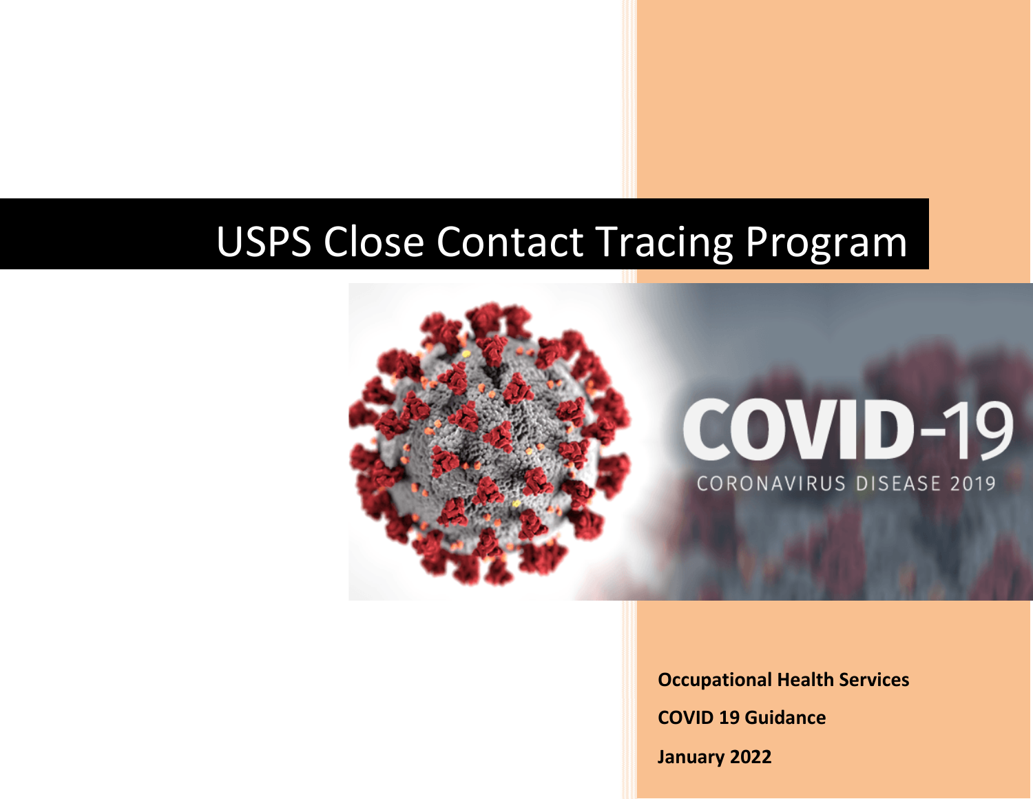# USPS Close Contact Tracing Program

**Occupational Health Services**

**COVID 19 Guidance**

**January 2022**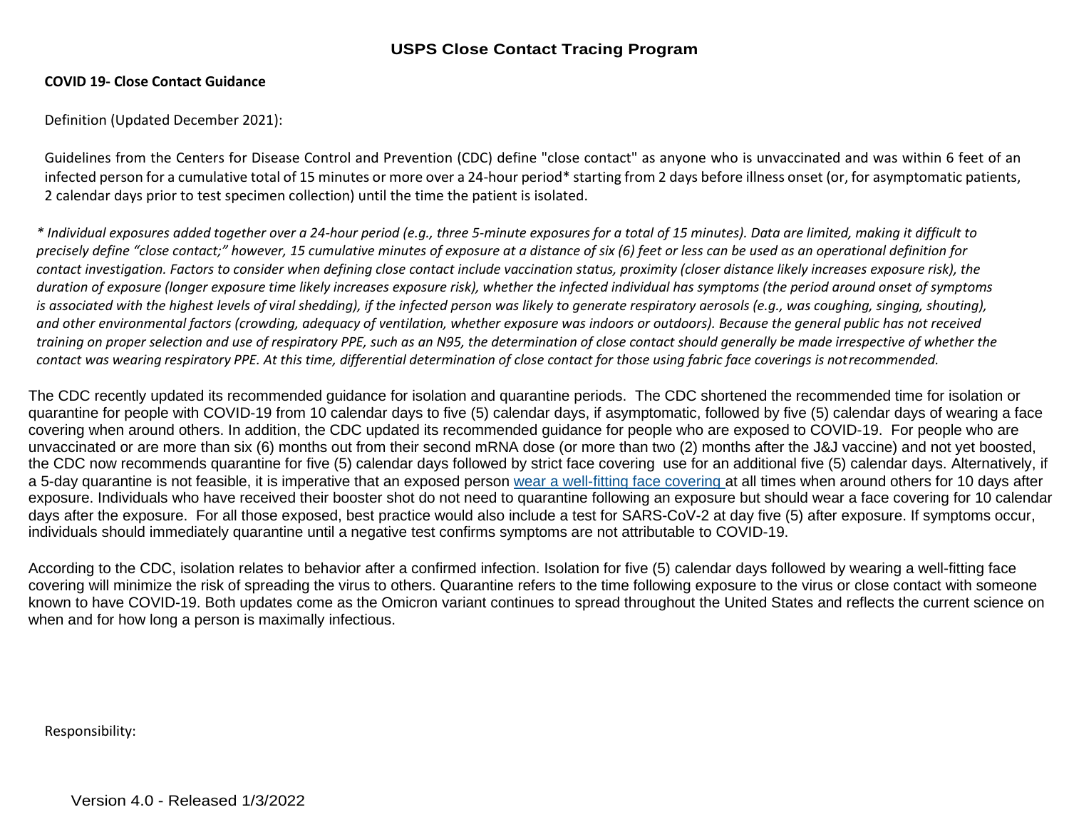# USPS Close Contact Tracing Program

**COVID 19- Close Contact Guidance**

Definition (Updated December 2021):

Guidelines from the Centers for Disease Control and Prevention (CDC) define "close contact" as anyone who is unvaccinated and was within 6 feet of an infected person for a cumulative total of 15 minutes or more over a 24-hour period* starting from 2 days before illness onset (or, for asymptomatic patients, 2 calendar days prior to test specimen collection) until the time the patient is isolated.

*\* Individual exposures added together over a 24-hour period (e.g., three 5-minute exposures for a total of 15 minutes). Data are limited, making it difficult to precisely define "close contact;" however, 15 cumulative minutes of exposure at a distance of six (6) feet or less can be used as an operational definition for contact investigation. Factors to consider when defining close contact include vaccination status, proximity (closer distance likely increases exposure risk), the duration of exposure (longer exposure time likely increases exposure risk), whether the infected individual has symptoms (the period around onset of symptoms is associated with the highest levels of viral shedding), if the infected person was likely to generate respiratory aerosols (e.g., was coughing, singing, shouting), and other environmental factors (crowding, adequacy of ventilation, whether exposure was indoors or outdoors). Because the general public has not received training on proper selection and use of respiratory PPE, such as an N95, the determination of close contact should generally be made irrespective of whether the contact was wearing respiratory PPE. At this time, differential determination of close contact for those using fabric face coverings is not recommended.*

The CDC recently updated its recommended guidance for isolation and quarantine periods. The CDC shortened the recommended time for isolation or quarantine for people with COVID-19 from 10 calendar days to five (5) calendar days, if asymptomatic, followed by five (5) calendar days of wearing a face covering when around others. In addition, the CDC updated its recommended guidance for people who are exposed to COVID-19. For people who are unvaccinated or are more than six (6) months out from their second mRNA dose (or more than two (2) months after the J&J vaccine) and not yet boosted, the CDC now recommends quarantine for five (5) calendar days followed by strict face covering use for an additional five (5) calendar days. Alternatively, if a 5-day quarantine is not feasible, it is imperative that an exposed person wear a well-fitting face covering at all times when around others for 10 days after exposure. Individuals who have received their booster shot do not need to quarantine following an exposure but should wear a face covering for 10 calendar days after the exposure. For all those exposed, best practice would also include a test for SARS-CoV-2 at day five (5) after exposure. If symptoms occur, individuals should immediately quarantine until a negative test confirms symptoms are not attributable to COVID-19.

According to the CDC, isolation relates to behavior after a confirmed infection. Isolation for five (5) calendar days followed by wearing a well-fitting face covering will minimize the risk of spreading the virus to others. Quarantine refers to the time following exposure to the virus or close contact with someone known to have COVID-19. Both updates come as the Omicron variant continues to spread throughout the United States and reflects the current science on when and for how long a person is maximally infectious.

Responsibility:

Version 4.0 - Released 1/3/2022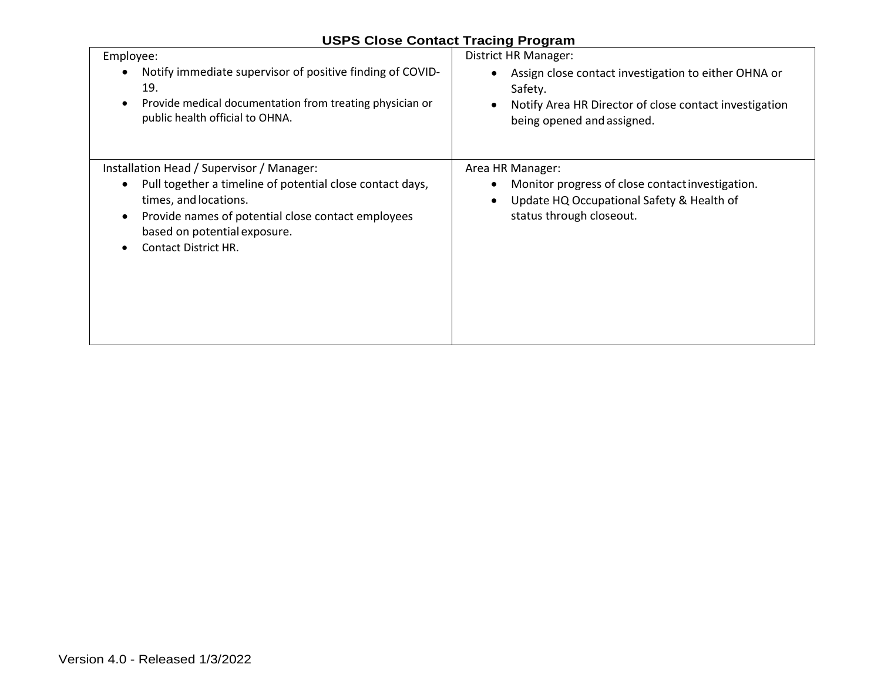## USPS Close Contact Tracing Program

| Employee: | District HR Manager: |
|---|---|
| • Notify immediate supervisor of positive finding of COVID-19.<br>• Provide medical documentation from treating physician or public health official to OHNA. | • Assign close contact investigation to either OHNA or Safety.<br>• Notify Area HR Director of close contact investigation being opened and assigned. |
| **Installation Head / Supervisor / Manager:** | **Area HR Manager:** |
| • Pull together a timeline of potential close contact days, times, and locations.<br>• Provide names of potential close contact employees based on potential exposure.<br>• Contact District HR. | • Monitor progress of close contact investigation.<br>• Update HQ Occupational Safety & Health of status through closeout. |

Version 4.0 - Released 1/3/2022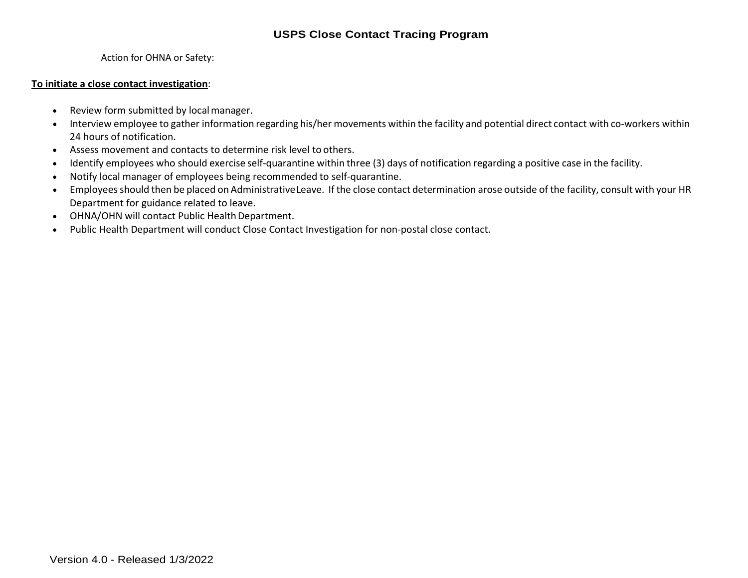## USPS Close Contact Tracing Program

Action for OHNA or Safety:

**To initiate a close contact investigation**:

- Review form submitted by local manager.
- Interview employee to gather information regarding his/her movements within the facility and potential direct contact with co-workers within 24 hours of notification.
- Assess movement and contacts to determine risk level to others.
- Identify employees who should exercise self-quarantine within three (3) days of notification regarding a positive case in the facility.
- Notify local manager of employees being recommended to self-quarantine.
- Employees should then be placed on Administrative Leave. If the close contact determination arose outside of the facility, consult with your HR Department for guidance related to leave.
- OHNA/OHN will contact Public Health Department.
- Public Health Department will conduct Close Contact Investigation for non-postal close contact.

Version 4.0 - Released 1/3/2022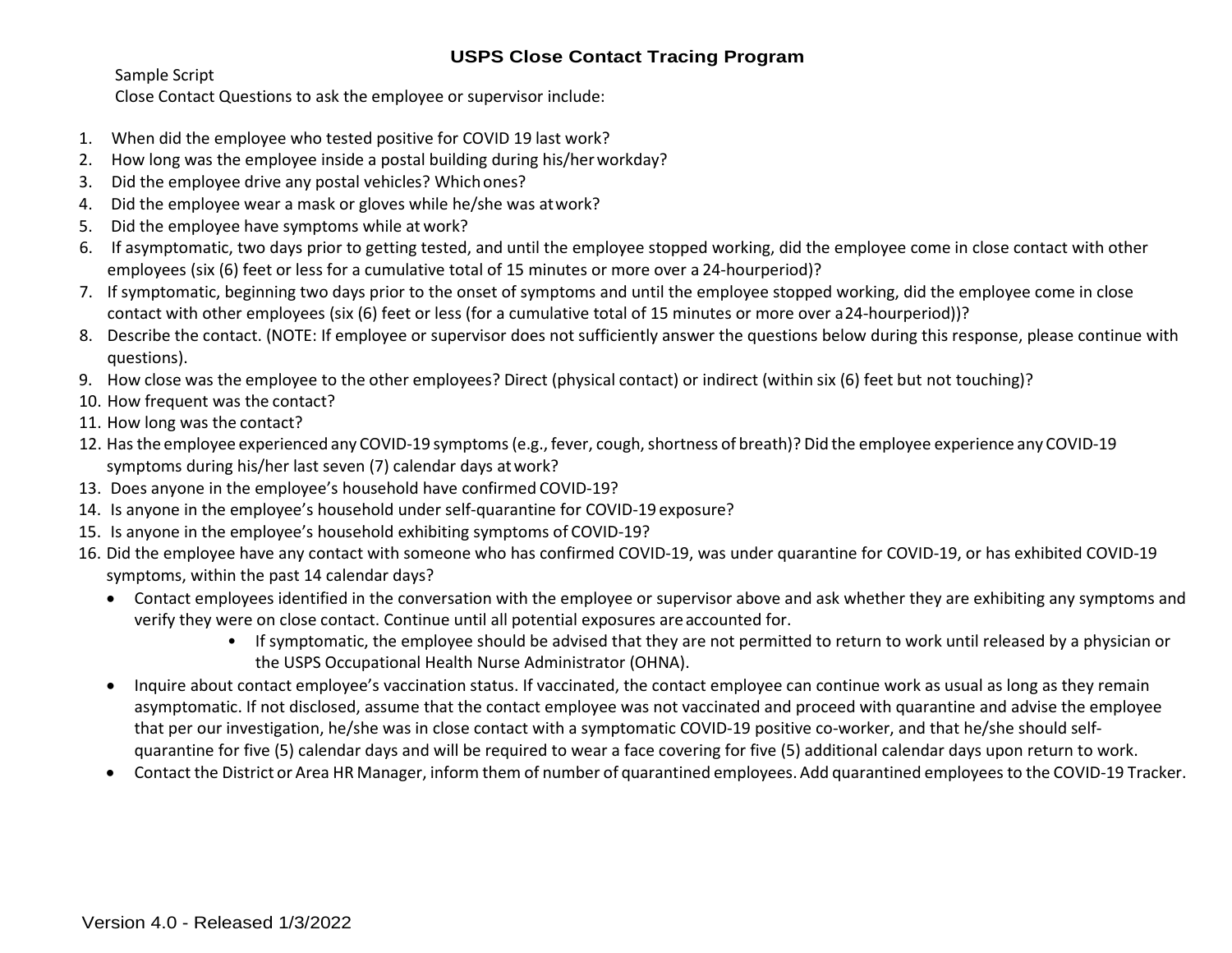# USPS Close Contact Tracing Program

Sample Script

Close Contact Questions to ask the employee or supervisor include:

1. When did the employee who tested positive for COVID 19 last work?
2. How long was the employee inside a postal building during his/her workday?
3. Did the employee drive any postal vehicles? Which ones?
4. Did the employee wear a mask or gloves while he/she was at work?
5. Did the employee have symptoms while at work?
6. If asymptomatic, two days prior to getting tested, and until the employee stopped working, did the employee come in close contact with other employees (six (6) feet or less for a cumulative total of 15 minutes or more over a 24-hour period)?
7. If symptomatic, beginning two days prior to the onset of symptoms and until the employee stopped working, did the employee come in close contact with other employees (six (6) feet or less (for a cumulative total of 15 minutes or more over a 24-hour period))?
8. Describe the contact. (NOTE: If employee or supervisor does not sufficiently answer the questions below during this response, please continue with questions).
9. How close was the employee to the other employees? Direct (physical contact) or indirect (within six (6) feet but not touching)?
10. How frequent was the contact?
11. How long was the contact?
12. Has the employee experienced any COVID-19 symptoms (e.g., fever, cough, shortness of breath)? Did the employee experience any COVID-19 symptoms during his/her last seven (7) calendar days at work?
13. Does anyone in the employee's household have confirmed COVID-19?
14. Is anyone in the employee's household under self-quarantine for COVID-19 exposure?
15. Is anyone in the employee's household exhibiting symptoms of COVID-19?
16. Did the employee have any contact with someone who has confirmed COVID-19, was under quarantine for COVID-19, or has exhibited COVID-19 symptoms, within the past 14 calendar days?
    - Contact employees identified in the conversation with the employee or supervisor above and ask whether they are exhibiting any symptoms and verify they were on close contact. Continue until all potential exposures are accounted for.
        - If symptomatic, the employee should be advised that they are not permitted to return to work until released by a physician or the USPS Occupational Health Nurse Administrator (OHNA).
    - Inquire about contact employee's vaccination status. If vaccinated, the contact employee can continue work as usual as long as they remain asymptomatic. If not disclosed, assume that the contact employee was not vaccinated and proceed with quarantine and advise the employee that per our investigation, he/she was in close contact with a symptomatic COVID-19 positive co-worker, and that he/she should self-quarantine for five (5) calendar days and will be required to wear a face covering for five (5) additional calendar days upon return to work.
    - Contact the District or Area HR Manager, inform them of number of quarantined employees. Add quarantined employees to the COVID-19 Tracker.

Version 4.0 - Released 1/3/2022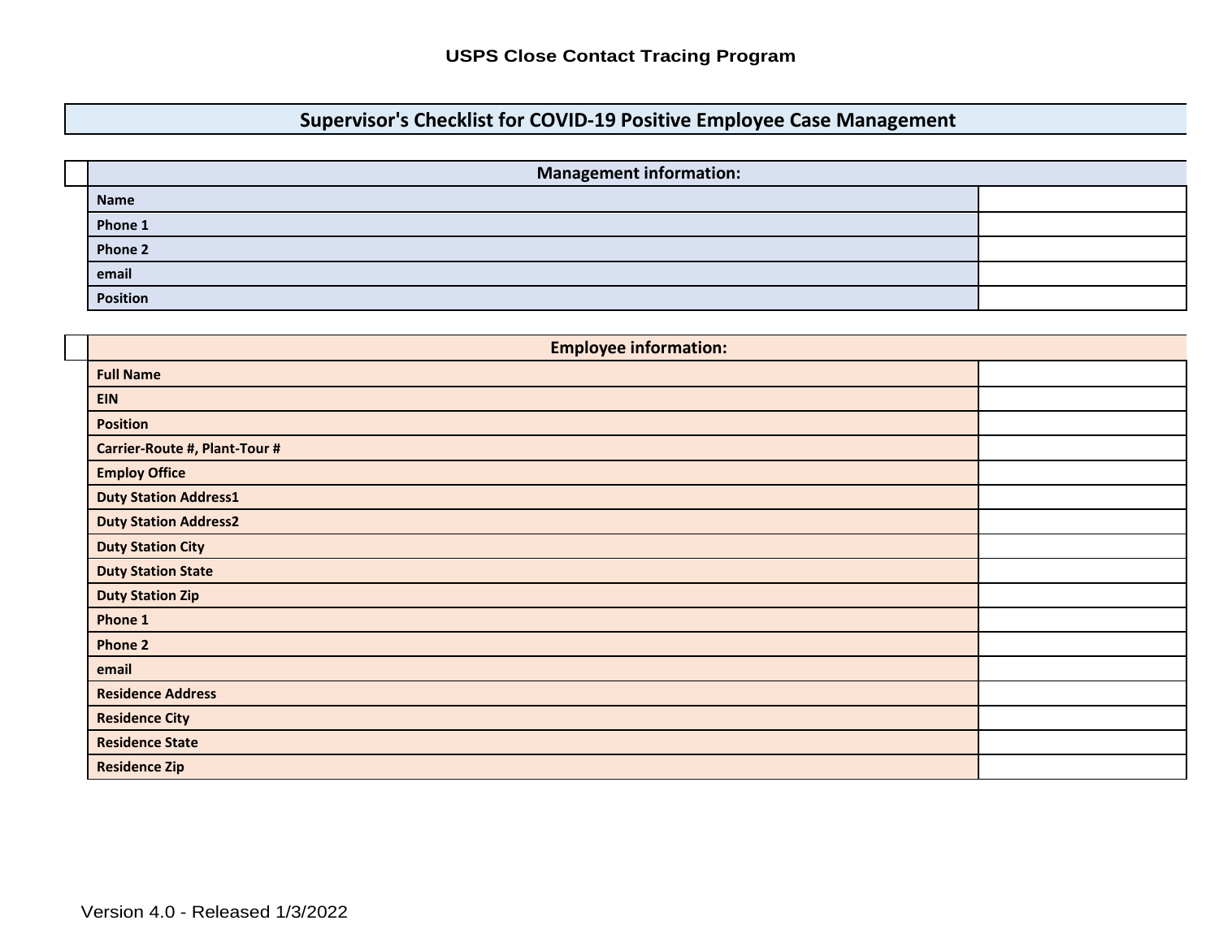**USPS Close Contact Tracing Program**

## Supervisor's Checklist for COVID-19 Positive Employee Case Management

| Management information: | |
|---|---|
| **Name** | |
| **Phone 1** | |
| **Phone 2** | |
| **email** | |
| **Position** | |

| Employee information: | |
|---|---|
| **Full Name** | |
| **EIN** | |
| **Position** | |
| **Carrier-Route #, Plant-Tour #** | |
| **Employ Office** | |
| **Duty Station Address1** | |
| **Duty Station Address2** | |
| **Duty Station City** | |
| **Duty Station State** | |
| **Duty Station Zip** | |
| **Phone 1** | |
| **Phone 2** | |
| **email** | |
| **Residence Address** | |
| **Residence City** | |
| **Residence State** | |
| **Residence Zip** | |

Version 4.0 - Released 1/3/2022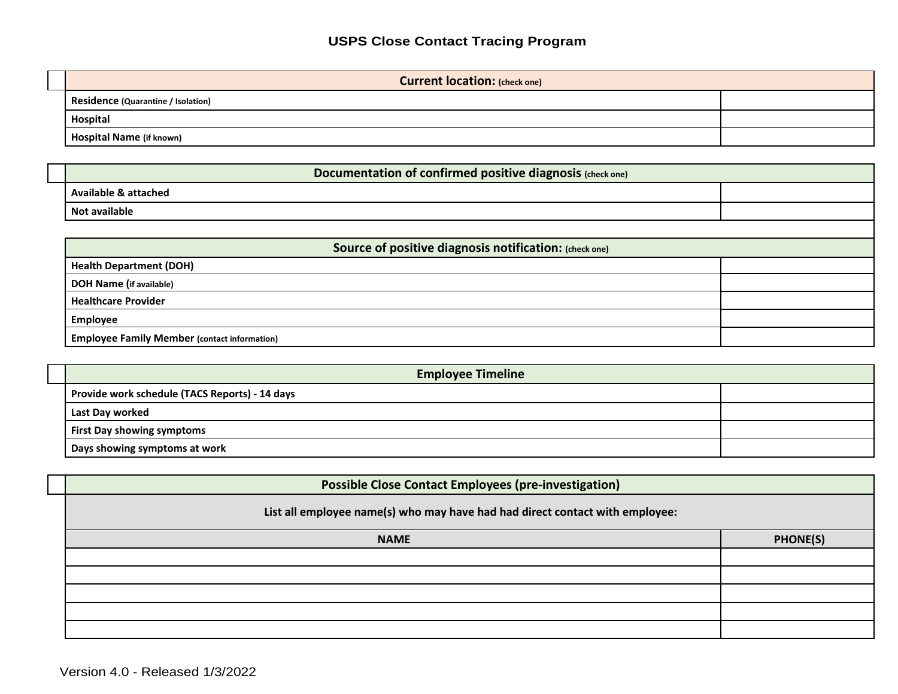# USPS Close Contact Tracing Program

| Current location: (check one) | |
|---|---|
| **Residence** (Quarantine / Isolation) | |
| **Hospital** | |
| **Hospital Name** (if known) | |

| Documentation of confirmed positive diagnosis (check one) | |
|---|---|
| **Available & attached** | |
| **Not available** | |

| Source of positive diagnosis notification: (check one) | |
|---|---|
| **Health Department (DOH)** | |
| **DOH Name (**if available) | |
| **Healthcare Provider** | |
| **Employee** | |
| **Employee Family Member** (contact information) | |

| Employee Timeline | |
|---|---|
| **Provide work schedule (TACS Reports) - 14 days** | |
| **Last Day worked** | |
| **First Day showing symptoms** | |
| **Days showing symptoms at work** | |

| Possible Close Contact Employees (pre-investigation) | |
|---|---|
| **List all employee name(s) who may have had had direct contact with employee:** | |
| **NAME** | **PHONE(S)** |
| | |
| | |
| | |
| | |
| | |

Version 4.0 - Released 1/3/2022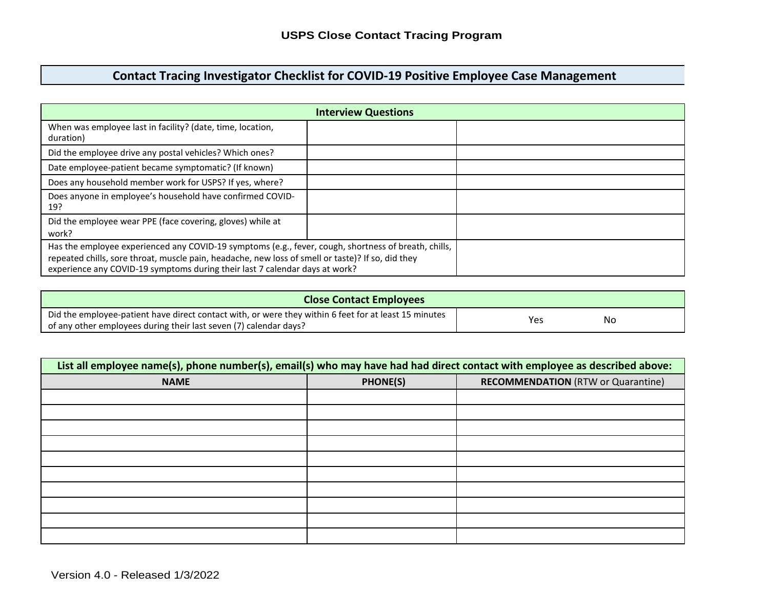## USPS Close Contact Tracing Program

# Contact Tracing Investigator Checklist for COVID-19 Positive Employee Case Management

| Interview Questions | | |
|---|---|---|
| When was employee last in facility? (date, time, location, duration) | | |
| Did the employee drive any postal vehicles? Which ones? | | |
| Date employee-patient became symptomatic? (If known) | | |
| Does any household member work for USPS? If yes, where? | | |
| Does anyone in employee's household have confirmed COVID-19? | | |
| Did the employee wear PPE (face covering, gloves) while at work? | | |
| Has the employee experienced any COVID-19 symptoms (e.g., fever, cough, shortness of breath, chills, repeated chills, sore throat, muscle pain, headache, new loss of smell or taste)? If so, did they experience any COVID-19 symptoms during their last 7 calendar days at work? | | |

| Close Contact Employees | |
|---|---|
| Did the employee-patient have direct contact with, or were they within 6 feet for at least 15 minutes of any other employees during their last seven (7) calendar days? | Yes No |

| List all employee name(s), phone number(s), email(s) who may have had had direct contact with employee as described above: | | |
|---|---|---|
| **NAME** | **PHONE(S)** | **RECOMMENDATION** (RTW or Quarantine) |
| | | |
| | | |
| | | |
| | | |
| | | |
| | | |
| | | |
| | | |
| | | |
| | | |

Version 4.0 - Released 1/3/2022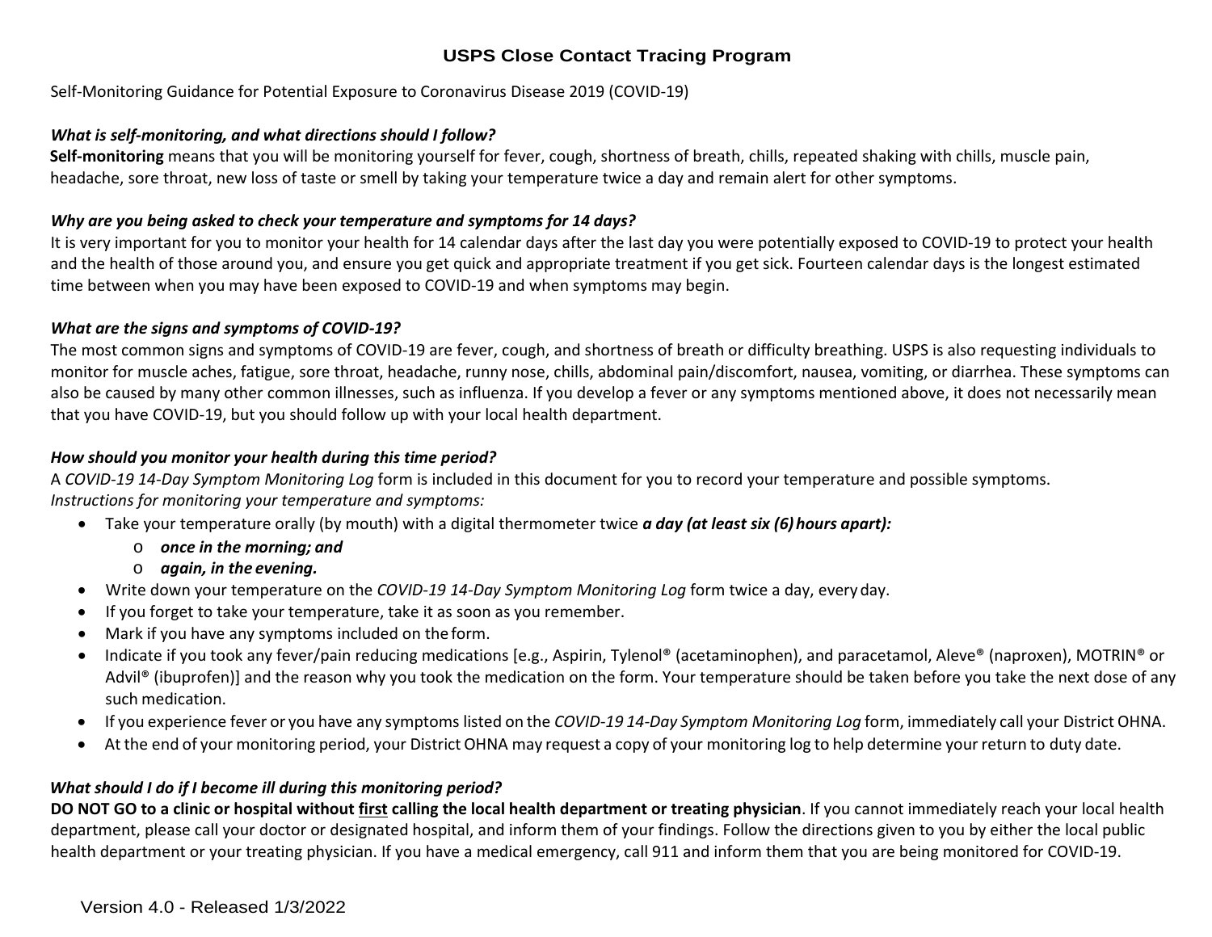# USPS Close Contact Tracing Program

Self-Monitoring Guidance for Potential Exposure to Coronavirus Disease 2019 (COVID-19)

### *What is self-monitoring, and what directions should I follow?*

**Self-monitoring** means that you will be monitoring yourself for fever, cough, shortness of breath, chills, repeated shaking with chills, muscle pain, headache, sore throat, new loss of taste or smell by taking your temperature twice a day and remain alert for other symptoms.

### *Why are you being asked to check your temperature and symptoms for 14 days?*

It is very important for you to monitor your health for 14 calendar days after the last day you were potentially exposed to COVID-19 to protect your health and the health of those around you, and ensure you get quick and appropriate treatment if you get sick. Fourteen calendar days is the longest estimated time between when you may have been exposed to COVID-19 and when symptoms may begin.

### *What are the signs and symptoms of COVID-19?*

The most common signs and symptoms of COVID-19 are fever, cough, and shortness of breath or difficulty breathing. USPS is also requesting individuals to monitor for muscle aches, fatigue, sore throat, headache, runny nose, chills, abdominal pain/discomfort, nausea, vomiting, or diarrhea. These symptoms can also be caused by many other common illnesses, such as influenza. If you develop a fever or any symptoms mentioned above, it does not necessarily mean that you have COVID-19, but you should follow up with your local health department.

### *How should you monitor your health during this time period?*

A *COVID-19 14-Day Symptom Monitoring Log* form is included in this document for you to record your temperature and possible symptoms.

*Instructions for monitoring your temperature and symptoms:*

- Take your temperature orally (by mouth) with a digital thermometer twice ***a day (at least six (6) hours apart):***
  - ***once in the morning; and***
  - ***again, in the evening.***
- Write down your temperature on the *COVID-19 14-Day Symptom Monitoring Log* form twice a day, every day.
- If you forget to take your temperature, take it as soon as you remember.
- Mark if you have any symptoms included on the form.
- Indicate if you took any fever/pain reducing medications [e.g., Aspirin, Tylenol® (acetaminophen), and paracetamol, Aleve® (naproxen), MOTRIN® or Advil® (ibuprofen)] and the reason why you took the medication on the form. Your temperature should be taken before you take the next dose of any such medication.
- If you experience fever or you have any symptoms listed on the *COVID-19 14-Day Symptom Monitoring Log* form, immediately call your District OHNA.
- At the end of your monitoring period, your District OHNA may request a copy of your monitoring log to help determine your return to duty date.

### *What should I do if I become ill during this monitoring period?*

**DO NOT GO to a clinic or hospital without <u>first</u> calling the local health department or treating physician**. If you cannot immediately reach your local health department, please call your doctor or designated hospital, and inform them of your findings. Follow the directions given to you by either the local public health department or your treating physician. If you have a medical emergency, call 911 and inform them that you are being monitored for COVID-19.

Version 4.0 - Released 1/3/2022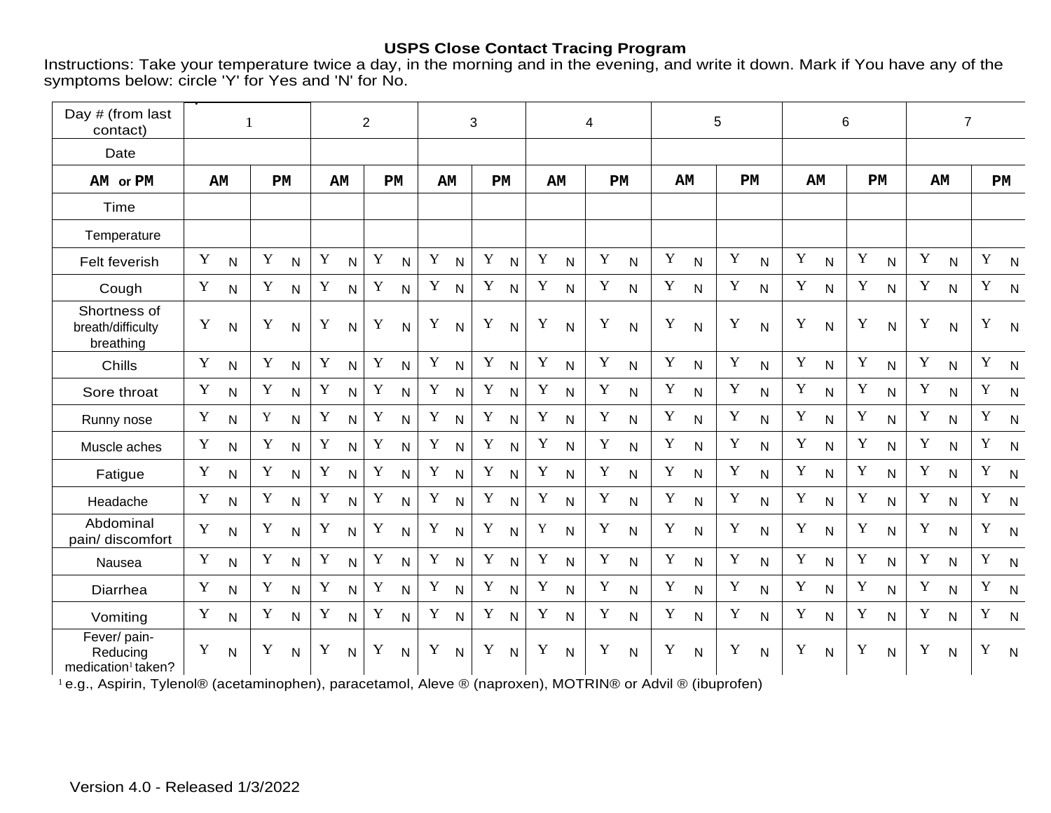**USPS Close Contact Tracing Program**

Instructions: Take your temperature twice a day, in the morning and in the evening, and write it down. Mark if You have any of the symptoms below: circle 'Y' for Yes and 'N' for No.

| Day # (from last contact) | 1 | | 2 | | 3 | | 4 | | 5 | | 6 | | 7 | |
|---|---|---|---|---|---|---|---|---|---|---|---|---|---|---|
| Date | | | | | | | | | | | | | | |
| **AM or PM** | **AM** | **PM** | **AM** | **PM** | **AM** | **PM** | **AM** | **PM** | **AM** | **PM** | **AM** | **PM** | **AM** | **PM** |
| Time | | | | | | | | | | | | | | |
| Temperature | | | | | | | | | | | | | | |
| Felt feverish | Y N | Y N | Y N | Y N | Y N | Y N | Y N | Y N | Y N | Y N | Y N | Y N | Y N | Y N |
| Cough | Y N | Y N | Y N | Y N | Y N | Y N | Y N | Y N | Y N | Y N | Y N | Y N | Y N | Y N |
| Shortness of breath/difficulty breathing | Y N | Y N | Y N | Y N | Y N | Y N | Y N | Y N | Y N | Y N | Y N | Y N | Y N | Y N |
| Chills | Y N | Y N | Y N | Y N | Y N | Y N | Y N | Y N | Y N | Y N | Y N | Y N | Y N | Y N |
| Sore throat | Y N | Y N | Y N | Y N | Y N | Y N | Y N | Y N | Y N | Y N | Y N | Y N | Y N | Y N |
| Runny nose | Y N | Y N | Y N | Y N | Y N | Y N | Y N | Y N | Y N | Y N | Y N | Y N | Y N | Y N |
| Muscle aches | Y N | Y N | Y N | Y N | Y N | Y N | Y N | Y N | Y N | Y N | Y N | Y N | Y N | Y N |
| Fatigue | Y N | Y N | Y N | Y N | Y N | Y N | Y N | Y N | Y N | Y N | Y N | Y N | Y N | Y N |
| Headache | Y N | Y N | Y N | Y N | Y N | Y N | Y N | Y N | Y N | Y N | Y N | Y N | Y N | Y N |
| Abdominal pain/ discomfort | Y N | Y N | Y N | Y N | Y N | Y N | Y N | Y N | Y N | Y N | Y N | Y N | Y N | Y N |
| Nausea | Y N | Y N | Y N | Y N | Y N | Y N | Y N | Y N | Y N | Y N | Y N | Y N | Y N | Y N |
| Diarrhea | Y N | Y N | Y N | Y N | Y N | Y N | Y N | Y N | Y N | Y N | Y N | Y N | Y N | Y N |
| Vomiting | Y N | Y N | Y N | Y N | Y N | Y N | Y N | Y N | Y N | Y N | Y N | Y N | Y N | Y N |
| Fever/ pain-Reducing medication[1] taken? | Y N | Y N | Y N | Y N | Y N | Y N | Y N | Y N | Y N | Y N | Y N | Y N | Y N | Y N |

[1] e.g., Aspirin, Tylenol® (acetaminophen), paracetamol, Aleve ® (naproxen), MOTRIN® or Advil ® (ibuprofen)

Version 4.0 - Released 1/3/2022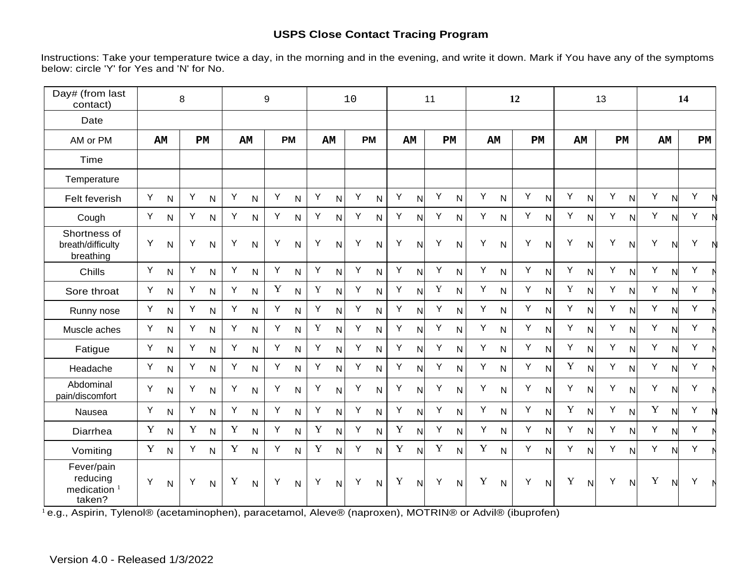**USPS Close Contact Tracing Program**

Instructions: Take your temperature twice a day, in the morning and in the evening, and write it down. Mark if You have any of the symptoms below: circle 'Y' for Yes and 'N' for No.

| Day# (from last contact) | 8 | | 9 | | 10 | | 11 | | 12 | | 13 | | 14 | |
|---|---|---|---|---|---|---|---|---|---|---|---|---|---|---|
| Date | | | | | | | | | | | | | | |
| AM or PM | AM | PM | AM | PM | AM | PM | AM | PM | AM | PM | AM | PM | AM | PM |
| Time | | | | | | | | | | | | | | |
| Temperature | | | | | | | | | | | | | | |
| Felt feverish | Y N | Y N | Y N | Y N | Y N | Y N | Y N | Y N | Y N | Y N | Y N | Y N | Y N | Y N |
| Cough | Y N | Y N | Y N | Y N | Y N | Y N | Y N | Y N | Y N | Y N | Y N | Y N | Y N | Y N |
| Shortness of breath/difficulty breathing | Y N | Y N | Y N | Y N | Y N | Y N | Y N | Y N | Y N | Y N | Y N | Y N | Y N | Y N |
| Chills | Y N | Y N | Y N | Y N | Y N | Y N | Y N | Y N | Y N | Y N | Y N | Y N | Y N | Y N |
| Sore throat | Y N | Y N | Y N | Y N | Y N | Y N | Y N | Y N | Y N | Y N | Y N | Y N | Y N | Y N |
| Runny nose | Y N | Y N | Y N | Y N | Y N | Y N | Y N | Y N | Y N | Y N | Y N | Y N | Y N | Y N |
| Muscle aches | Y N | Y N | Y N | Y N | Y N | Y N | Y N | Y N | Y N | Y N | Y N | Y N | Y N | Y N |
| Fatigue | Y N | Y N | Y N | Y N | Y N | Y N | Y N | Y N | Y N | Y N | Y N | Y N | Y N | Y N |
| Headache | Y N | Y N | Y N | Y N | Y N | Y N | Y N | Y N | Y N | Y N | Y N | Y N | Y N | Y N |
| Abdominal pain/discomfort | Y N | Y N | Y N | Y N | Y N | Y N | Y N | Y N | Y N | Y N | Y N | Y N | Y N | Y N |
| Nausea | Y N | Y N | Y N | Y N | Y N | Y N | Y N | Y N | Y N | Y N | Y N | Y N | Y N | Y N |
| Diarrhea | Y N | Y N | Y N | Y N | Y N | Y N | Y N | Y N | Y N | Y N | Y N | Y N | Y N | Y N |
| Vomiting | Y N | Y N | Y N | Y N | Y N | Y N | Y N | Y N | Y N | Y N | Y N | Y N | Y N | Y N |
| Fever/pain reducing medication [1] taken? | Y N | Y N | Y N | Y N | Y N | Y N | Y N | Y N | Y N | Y N | Y N | Y N | Y N | Y N |

[1] e.g., Aspirin, Tylenol® (acetaminophen), paracetamol, Aleve® (naproxen), MOTRIN® or Advil® (ibuprofen)

Version 4.0 - Released 1/3/2022